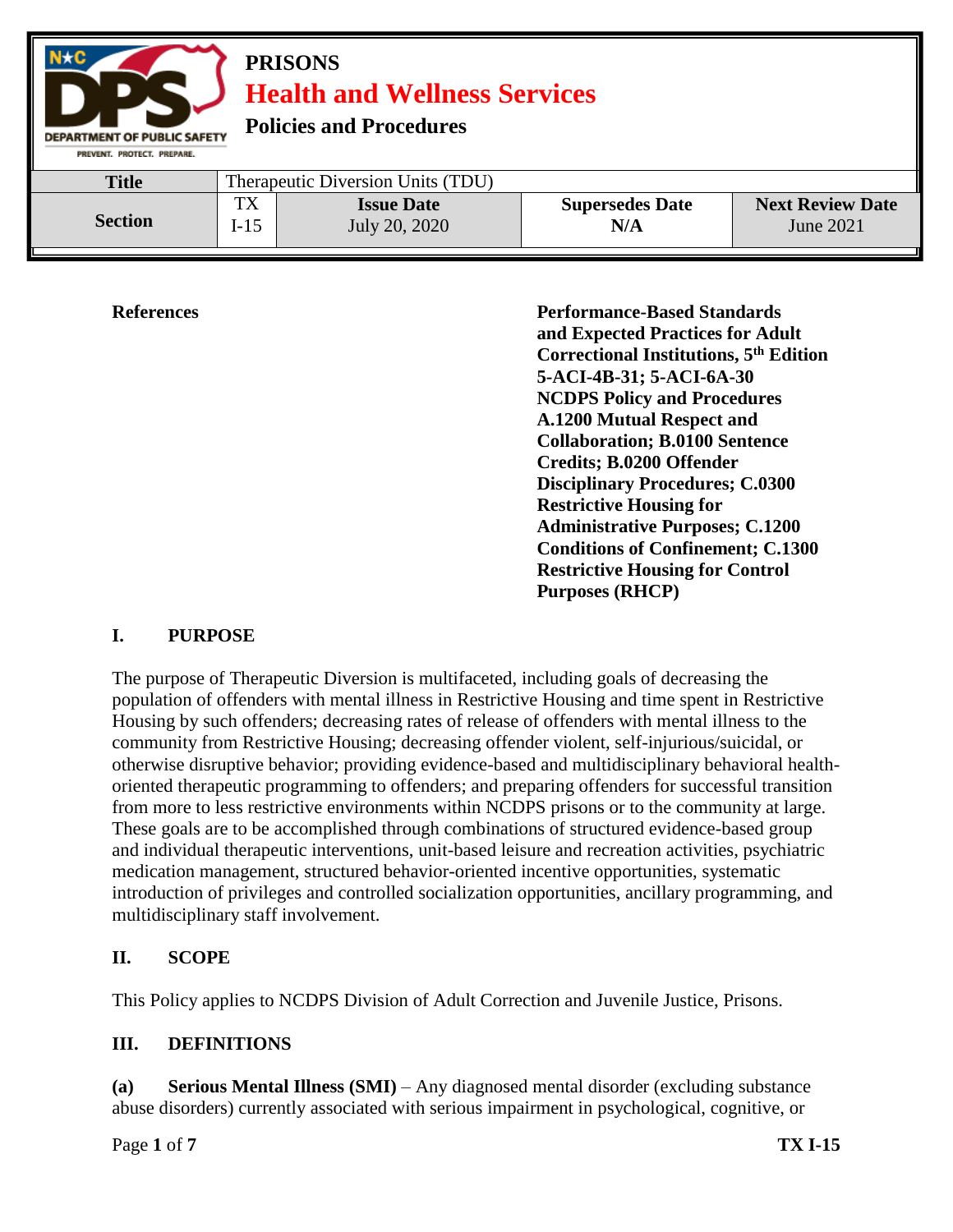**PRISONS**

**Health and Wellness Services**

**Policies and Procedures**

| Title | Therapeutic Diversion Units (TDU) | | | |
|---|---|---|---|---|
| Section | TX I-15 | **Issue Date** July 20, 2020 | **Supersedes Date** N/A | **Next Review Date** June 2021 |

**References**

**Performance-Based Standards and Expected Practices for Adult Correctional Institutions, 5th Edition 5-ACI-4B-31; 5-ACI-6A-30**
**NCDPS Policy and Procedures A.1200 Mutual Respect and Collaboration; B.0100 Sentence Credits; B.0200 Offender Disciplinary Procedures; C.0300 Restrictive Housing for Administrative Purposes; C.1200 Conditions of Confinement; C.1300 Restrictive Housing for Control Purposes (RHCP)**

## I. PURPOSE

The purpose of Therapeutic Diversion is multifaceted, including goals of decreasing the population of offenders with mental illness in Restrictive Housing and time spent in Restrictive Housing by such offenders; decreasing rates of release of offenders with mental illness to the community from Restrictive Housing; decreasing offender violent, self-injurious/suicidal, or otherwise disruptive behavior; providing evidence-based and multidisciplinary behavioral health-oriented therapeutic programming to offenders; and preparing offenders for successful transition from more to less restrictive environments within NCDPS prisons or to the community at large. These goals are to be accomplished through combinations of structured evidence-based group and individual therapeutic interventions, unit-based leisure and recreation activities, psychiatric medication management, structured behavior-oriented incentive opportunities, systematic introduction of privileges and controlled socialization opportunities, ancillary programming, and multidisciplinary staff involvement.

## II. SCOPE

This Policy applies to NCDPS Division of Adult Correction and Juvenile Justice, Prisons.

## III. DEFINITIONS

**(a) Serious Mental Illness (SMI)** – Any diagnosed mental disorder (excluding substance abuse disorders) currently associated with serious impairment in psychological, cognitive, or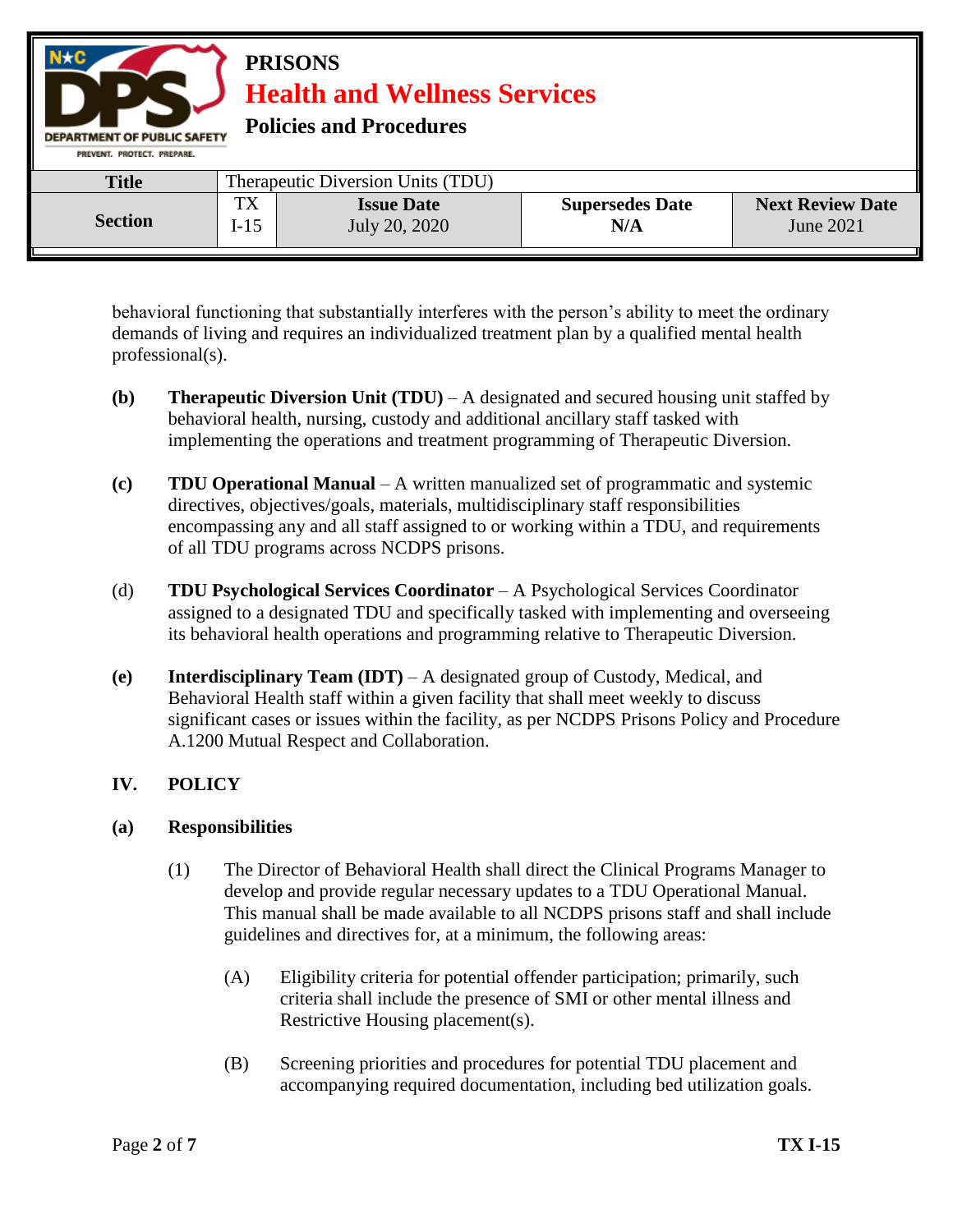behavioral functioning that substantially interferes with the person's ability to meet the ordinary demands of living and requires an individualized treatment plan by a qualified mental health professional(s).

**(b)** **Therapeutic Diversion Unit (TDU)** – A designated and secured housing unit staffed by behavioral health, nursing, custody and additional ancillary staff tasked with implementing the operations and treatment programming of Therapeutic Diversion.

**(c)** **TDU Operational Manual** – A written manualized set of programmatic and systemic directives, objectives/goals, materials, multidisciplinary staff responsibilities encompassing any and all staff assigned to or working within a TDU, and requirements of all TDU programs across NCDPS prisons.

(d) **TDU Psychological Services Coordinator** – A Psychological Services Coordinator assigned to a designated TDU and specifically tasked with implementing and overseeing its behavioral health operations and programming relative to Therapeutic Diversion.

**(e)** **Interdisciplinary Team (IDT)** – A designated group of Custody, Medical, and Behavioral Health staff within a given facility that shall meet weekly to discuss significant cases or issues within the facility, as per NCDPS Prisons Policy and Procedure A.1200 Mutual Respect and Collaboration.

## IV. POLICY

### (a) Responsibilities

(1) The Director of Behavioral Health shall direct the Clinical Programs Manager to develop and provide regular necessary updates to a TDU Operational Manual. This manual shall be made available to all NCDPS prisons staff and shall include guidelines and directives for, at a minimum, the following areas:

(A) Eligibility criteria for potential offender participation; primarily, such criteria shall include the presence of SMI or other mental illness and Restrictive Housing placement(s).

(B) Screening priorities and procedures for potential TDU placement and accompanying required documentation, including bed utilization goals.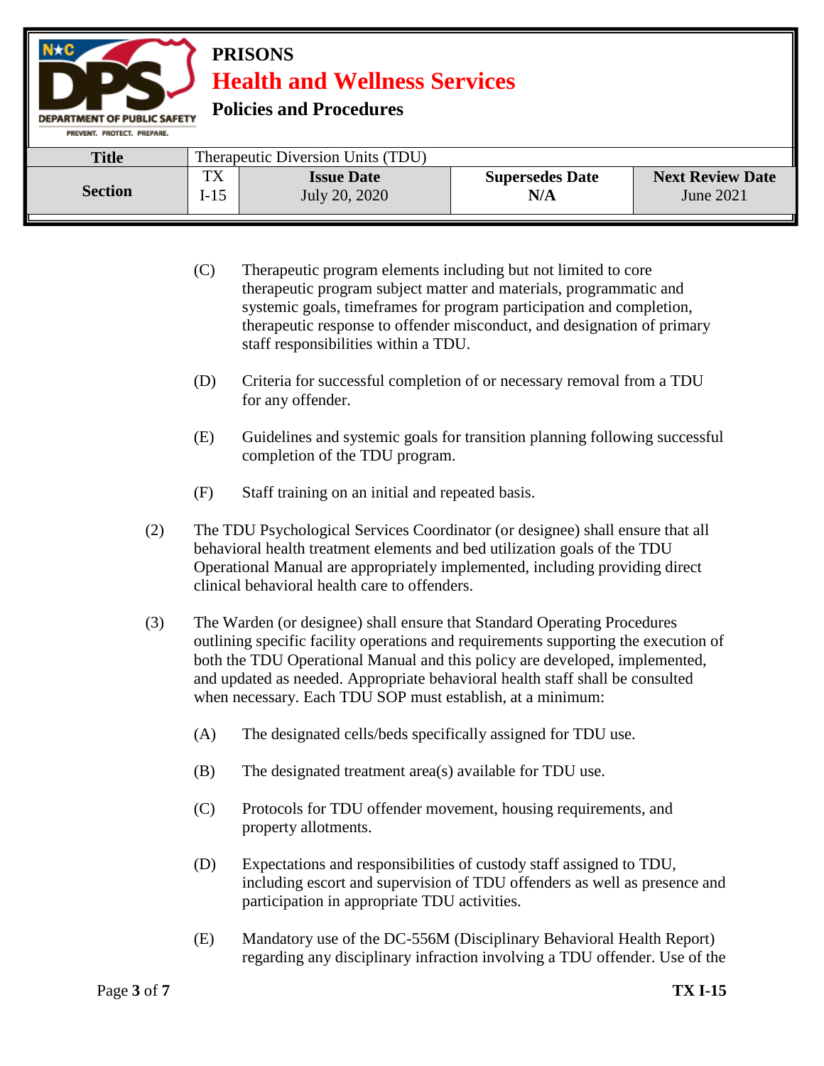(C) Therapeutic program elements including but not limited to core therapeutic program subject matter and materials, programmatic and systemic goals, timeframes for program participation and completion, therapeutic response to offender misconduct, and designation of primary staff responsibilities within a TDU.

(D) Criteria for successful completion of or necessary removal from a TDU for any offender.

(E) Guidelines and systemic goals for transition planning following successful completion of the TDU program.

(F) Staff training on an initial and repeated basis.

(2) The TDU Psychological Services Coordinator (or designee) shall ensure that all behavioral health treatment elements and bed utilization goals of the TDU Operational Manual are appropriately implemented, including providing direct clinical behavioral health care to offenders.

(3) The Warden (or designee) shall ensure that Standard Operating Procedures outlining specific facility operations and requirements supporting the execution of both the TDU Operational Manual and this policy are developed, implemented, and updated as needed. Appropriate behavioral health staff shall be consulted when necessary. Each TDU SOP must establish, at a minimum:

(A) The designated cells/beds specifically assigned for TDU use.

(B) The designated treatment area(s) available for TDU use.

(C) Protocols for TDU offender movement, housing requirements, and property allotments.

(D) Expectations and responsibilities of custody staff assigned to TDU, including escort and supervision of TDU offenders as well as presence and participation in appropriate TDU activities.

(E) Mandatory use of the DC-556M (Disciplinary Behavioral Health Report) regarding any disciplinary infraction involving a TDU offender. Use of the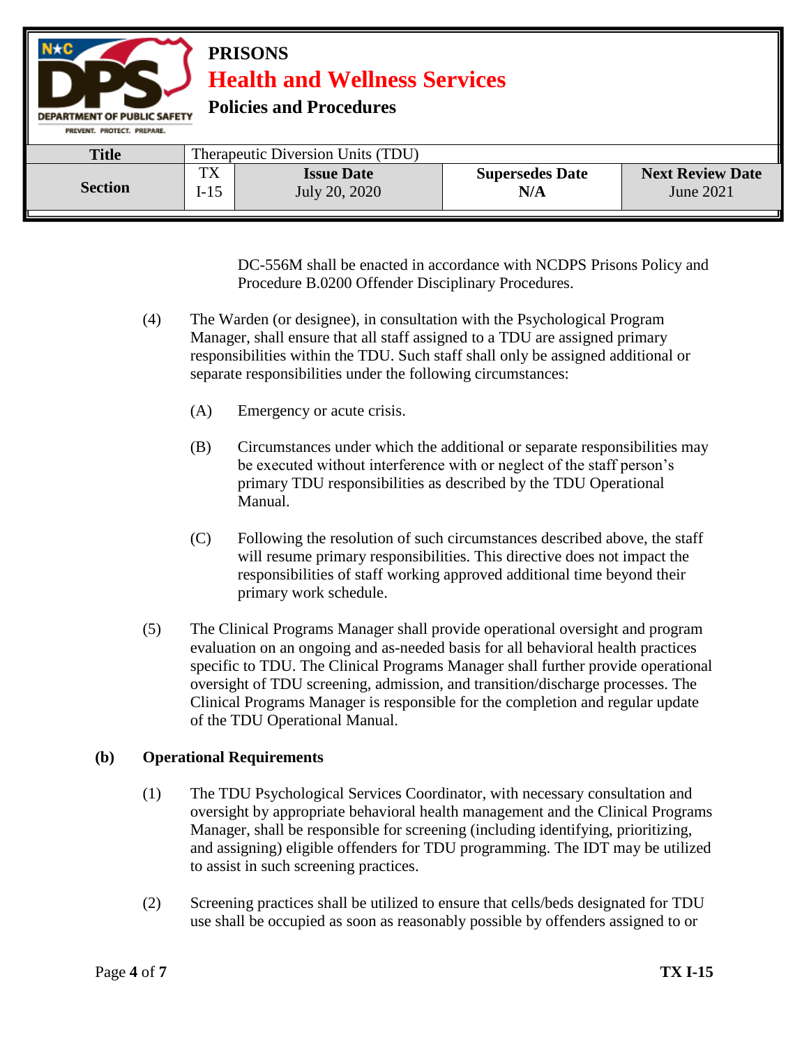DC-556M shall be enacted in accordance with NCDPS Prisons Policy and Procedure B.0200 Offender Disciplinary Procedures.

(4) The Warden (or designee), in consultation with the Psychological Program Manager, shall ensure that all staff assigned to a TDU are assigned primary responsibilities within the TDU. Such staff shall only be assigned additional or separate responsibilities under the following circumstances:

(A) Emergency or acute crisis.

(B) Circumstances under which the additional or separate responsibilities may be executed without interference with or neglect of the staff person's primary TDU responsibilities as described by the TDU Operational Manual.

(C) Following the resolution of such circumstances described above, the staff will resume primary responsibilities. This directive does not impact the responsibilities of staff working approved additional time beyond their primary work schedule.

(5) The Clinical Programs Manager shall provide operational oversight and program evaluation on an ongoing and as-needed basis for all behavioral health practices specific to TDU. The Clinical Programs Manager shall further provide operational oversight of TDU screening, admission, and transition/discharge processes. The Clinical Programs Manager is responsible for the completion and regular update of the TDU Operational Manual.

**(b) Operational Requirements**

(1) The TDU Psychological Services Coordinator, with necessary consultation and oversight by appropriate behavioral health management and the Clinical Programs Manager, shall be responsible for screening (including identifying, prioritizing, and assigning) eligible offenders for TDU programming. The IDT may be utilized to assist in such screening practices.

(2) Screening practices shall be utilized to ensure that cells/beds designated for TDU use shall be occupied as soon as reasonably possible by offenders assigned to or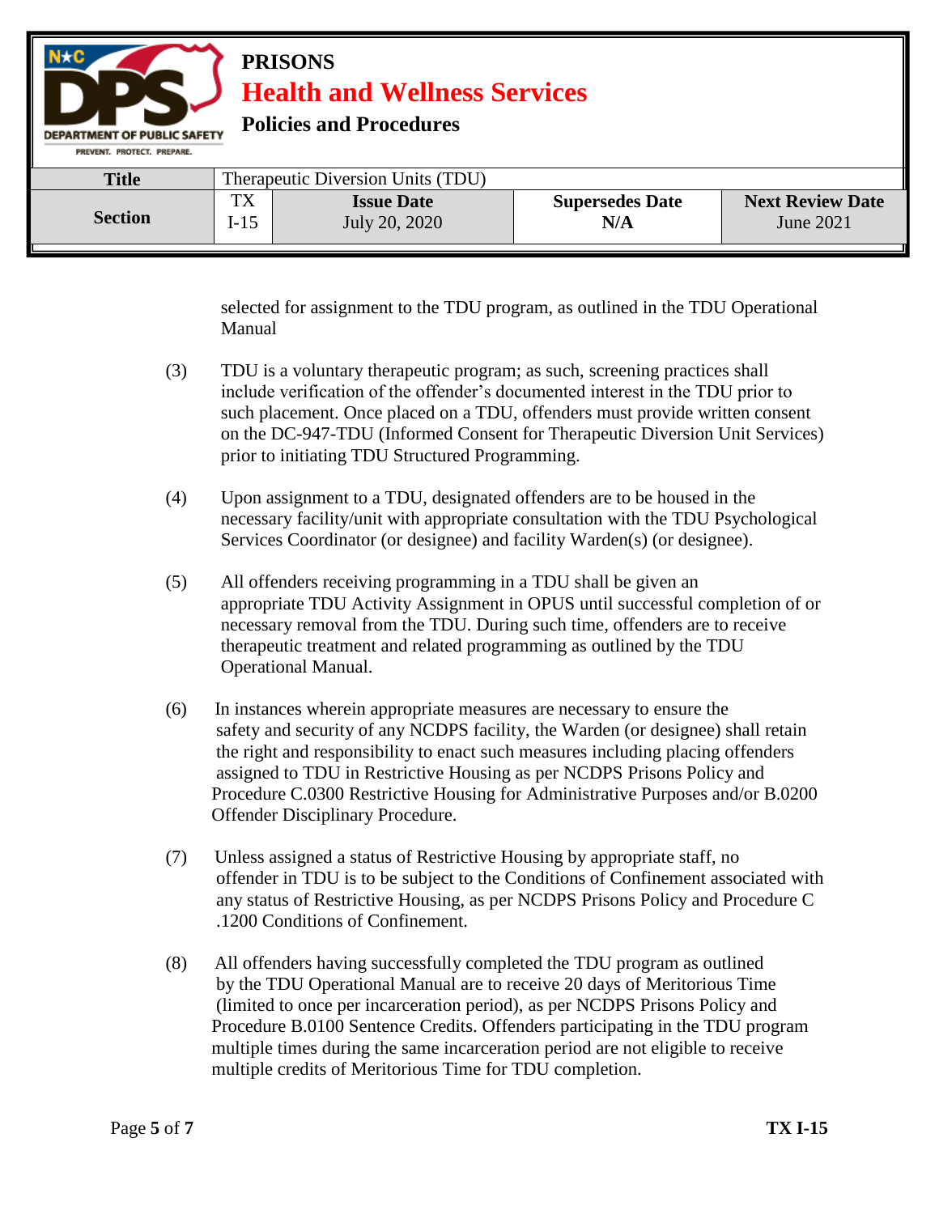selected for assignment to the TDU program, as outlined in the TDU Operational Manual

(3) TDU is a voluntary therapeutic program; as such, screening practices shall include verification of the offender's documented interest in the TDU prior to such placement. Once placed on a TDU, offenders must provide written consent on the DC-947-TDU (Informed Consent for Therapeutic Diversion Unit Services) prior to initiating TDU Structured Programming.

(4) Upon assignment to a TDU, designated offenders are to be housed in the necessary facility/unit with appropriate consultation with the TDU Psychological Services Coordinator (or designee) and facility Warden(s) (or designee).

(5) All offenders receiving programming in a TDU shall be given an appropriate TDU Activity Assignment in OPUS until successful completion of or necessary removal from the TDU. During such time, offenders are to receive therapeutic treatment and related programming as outlined by the TDU Operational Manual.

(6) In instances wherein appropriate measures are necessary to ensure the safety and security of any NCDPS facility, the Warden (or designee) shall retain the right and responsibility to enact such measures including placing offenders assigned to TDU in Restrictive Housing as per NCDPS Prisons Policy and Procedure C.0300 Restrictive Housing for Administrative Purposes and/or B.0200 Offender Disciplinary Procedure.

(7) Unless assigned a status of Restrictive Housing by appropriate staff, no offender in TDU is to be subject to the Conditions of Confinement associated with any status of Restrictive Housing, as per NCDPS Prisons Policy and Procedure C .1200 Conditions of Confinement.

(8) All offenders having successfully completed the TDU program as outlined by the TDU Operational Manual are to receive 20 days of Meritorious Time (limited to once per incarceration period), as per NCDPS Prisons Policy and Procedure B.0100 Sentence Credits. Offenders participating in the TDU program multiple times during the same incarceration period are not eligible to receive multiple credits of Meritorious Time for TDU completion.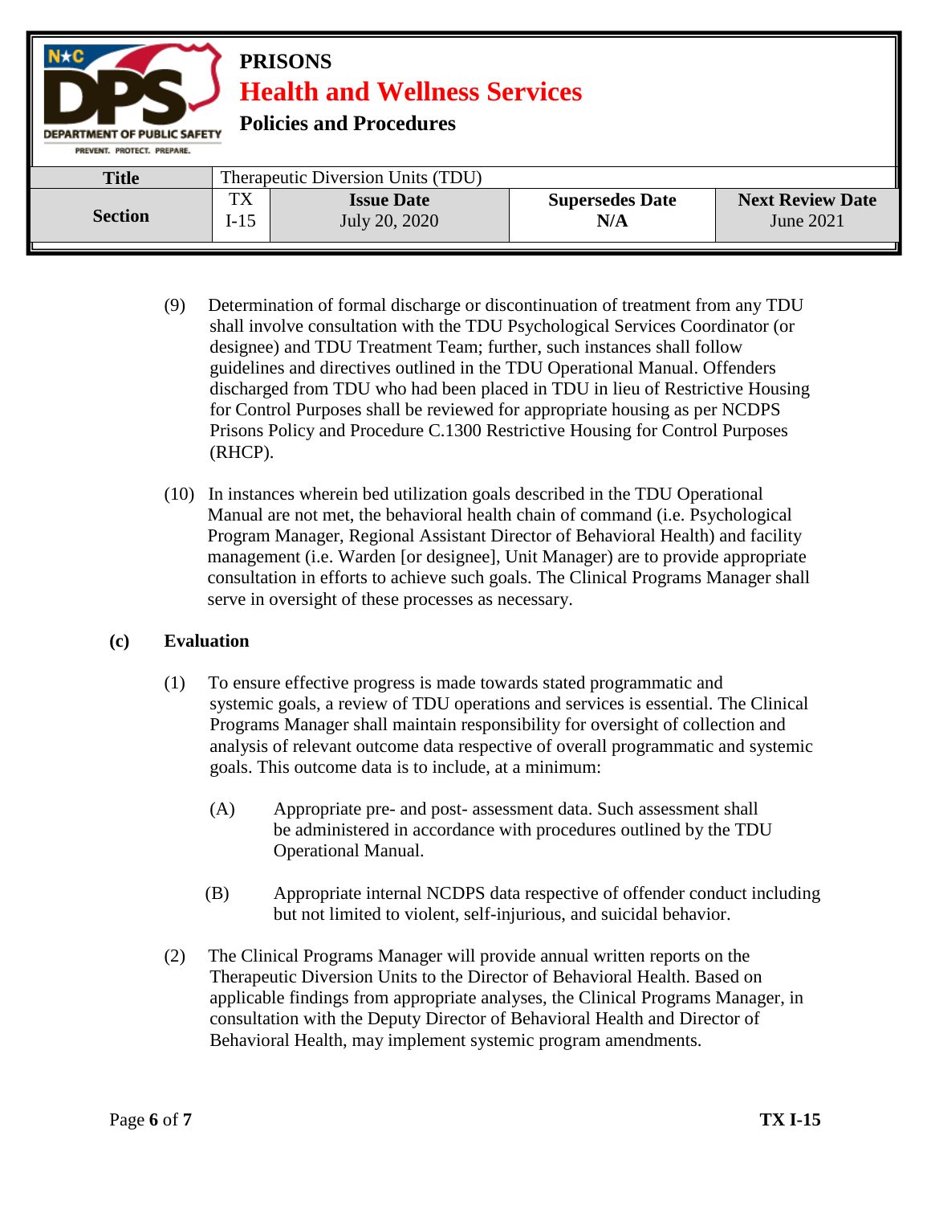(9) Determination of formal discharge or discontinuation of treatment from any TDU shall involve consultation with the TDU Psychological Services Coordinator (or designee) and TDU Treatment Team; further, such instances shall follow guidelines and directives outlined in the TDU Operational Manual. Offenders discharged from TDU who had been placed in TDU in lieu of Restrictive Housing for Control Purposes shall be reviewed for appropriate housing as per NCDPS Prisons Policy and Procedure C.1300 Restrictive Housing for Control Purposes (RHCP).

(10) In instances wherein bed utilization goals described in the TDU Operational Manual are not met, the behavioral health chain of command (i.e. Psychological Program Manager, Regional Assistant Director of Behavioral Health) and facility management (i.e. Warden [or designee], Unit Manager) are to provide appropriate consultation in efforts to achieve such goals. The Clinical Programs Manager shall serve in oversight of these processes as necessary.

**(c) Evaluation**

(1) To ensure effective progress is made towards stated programmatic and systemic goals, a review of TDU operations and services is essential. The Clinical Programs Manager shall maintain responsibility for oversight of collection and analysis of relevant outcome data respective of overall programmatic and systemic goals. This outcome data is to include, at a minimum:

(A) Appropriate pre- and post- assessment data. Such assessment shall be administered in accordance with procedures outlined by the TDU Operational Manual.

(B) Appropriate internal NCDPS data respective of offender conduct including but not limited to violent, self-injurious, and suicidal behavior.

(2) The Clinical Programs Manager will provide annual written reports on the Therapeutic Diversion Units to the Director of Behavioral Health. Based on applicable findings from appropriate analyses, the Clinical Programs Manager, in consultation with the Deputy Director of Behavioral Health and Director of Behavioral Health, may implement systemic program amendments.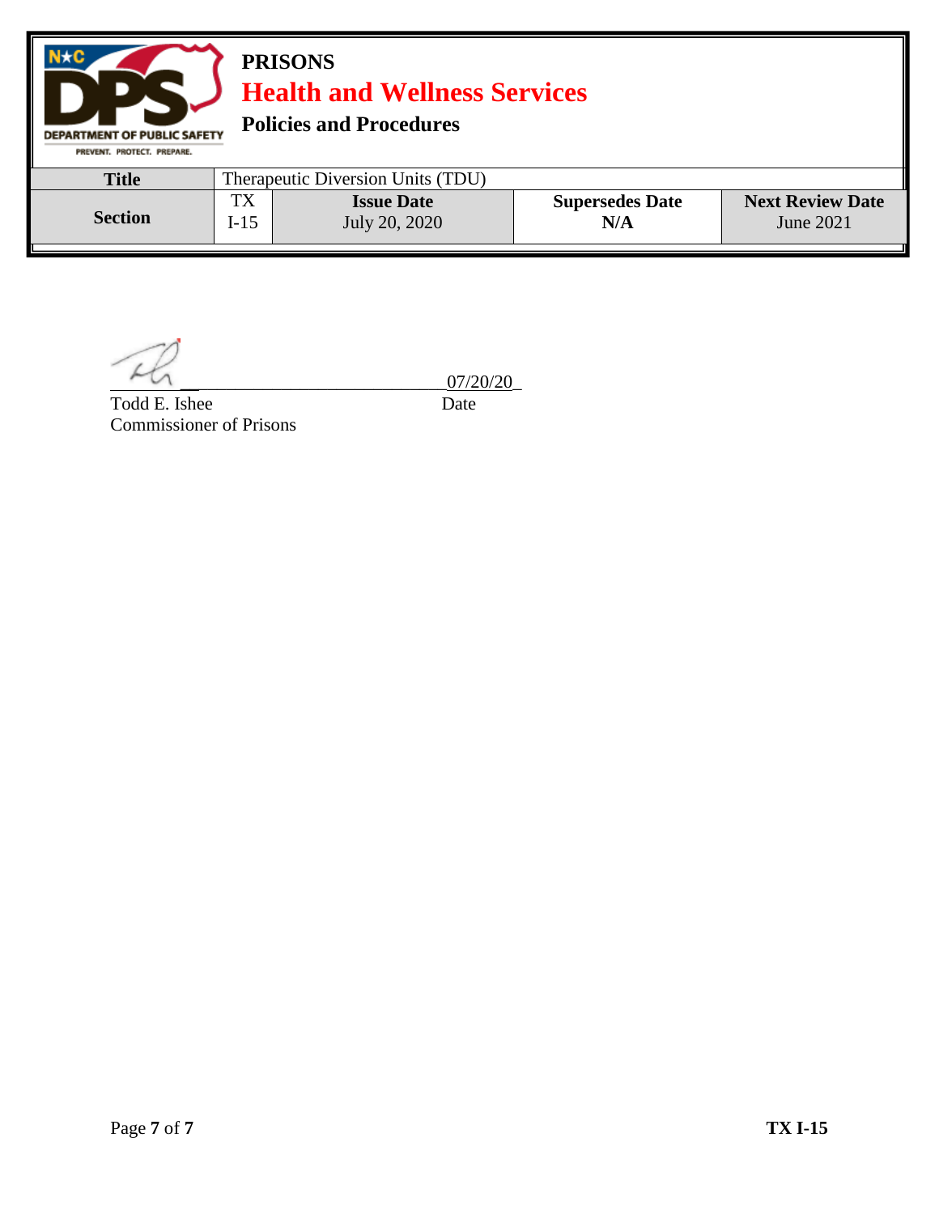**PRISONS**

**Health and Wellness Services**

**Policies and Procedures**

| | | | | |
|---|---|---|---|---|
| **Title** | Therapeutic Diversion Units (TDU) | | | |
| **Section** | TX I-15 | **Issue Date** July 20, 2020 | **Supersedes Date** N/A | **Next Review Date** June 2021 |

\_\_\_\_\_\_\_\_\_\_\_\_\_\_\_\_\_\_\_\_\_\_\_\_\_\_\_\_\_\_\_\_\_\_\_\_\_\_\_ 07/20/20

Todd E. Ishee — Date

Commissioner of Prisons